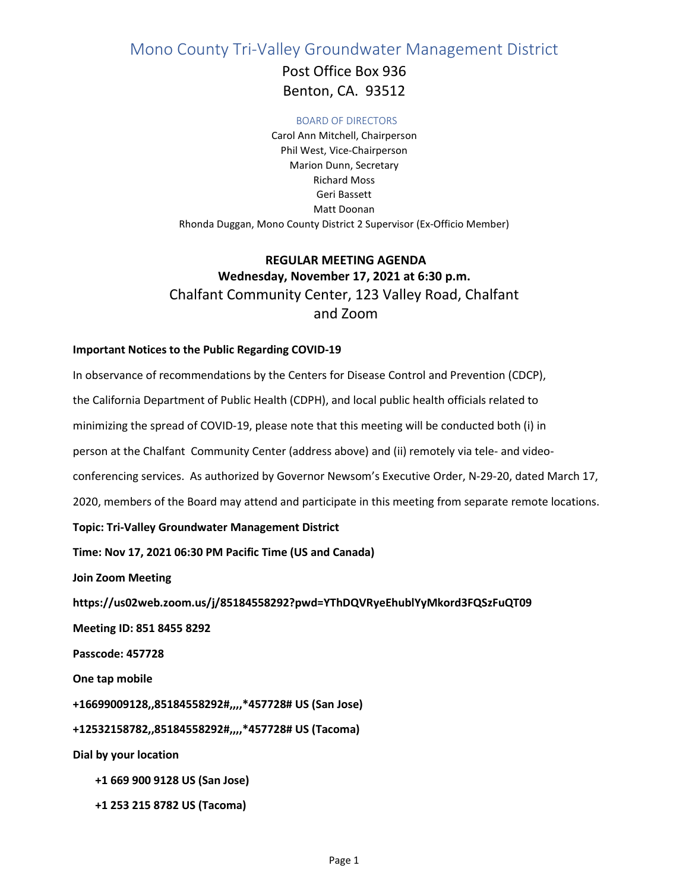# Mono County Tri-Valley Groundwater Management District

Post Office Box 936
Benton, CA. 93512

BOARD OF DIRECTORS

Carol Ann Mitchell, Chairperson
Phil West, Vice-Chairperson
Marion Dunn, Secretary
Richard Moss
Geri Bassett
Matt Doonan
Rhonda Duggan, Mono County District 2 Supervisor (Ex-Officio Member)

## REGULAR MEETING AGENDA

**Wednesday, November 17, 2021 at 6:30 p.m.**

Chalfant Community Center, 123 Valley Road, Chalfant
and Zoom

**Important Notices to the Public Regarding COVID-19**

In observance of recommendations by the Centers for Disease Control and Prevention (CDCP), the California Department of Public Health (CDPH), and local public health officials related to minimizing the spread of COVID-19, please note that this meeting will be conducted both (i) in person at the Chalfant Community Center (address above) and (ii) remotely via tele- and video-conferencing services. As authorized by Governor Newsom's Executive Order, N-29-20, dated March 17, 2020, members of the Board may attend and participate in this meeting from separate remote locations.

**Topic: Tri-Valley Groundwater Management District**

**Time: Nov 17, 2021 06:30 PM Pacific Time (US and Canada)**

**Join Zoom Meeting**

**https://us02web.zoom.us/j/85184558292?pwd=YThDQVRyeEhublYyMkord3FQSzFuQT09**

**Meeting ID: 851 8455 8292**

**Passcode: 457728**

**One tap mobile**

**+16699009128,,85184558292#,,,,*457728# US (San Jose)**

**+12532158782,,85184558292#,,,,*457728# US (Tacoma)**

**Dial by your location**

**+1 669 900 9128 US (San Jose)**

**+1 253 215 8782 US (Tacoma)**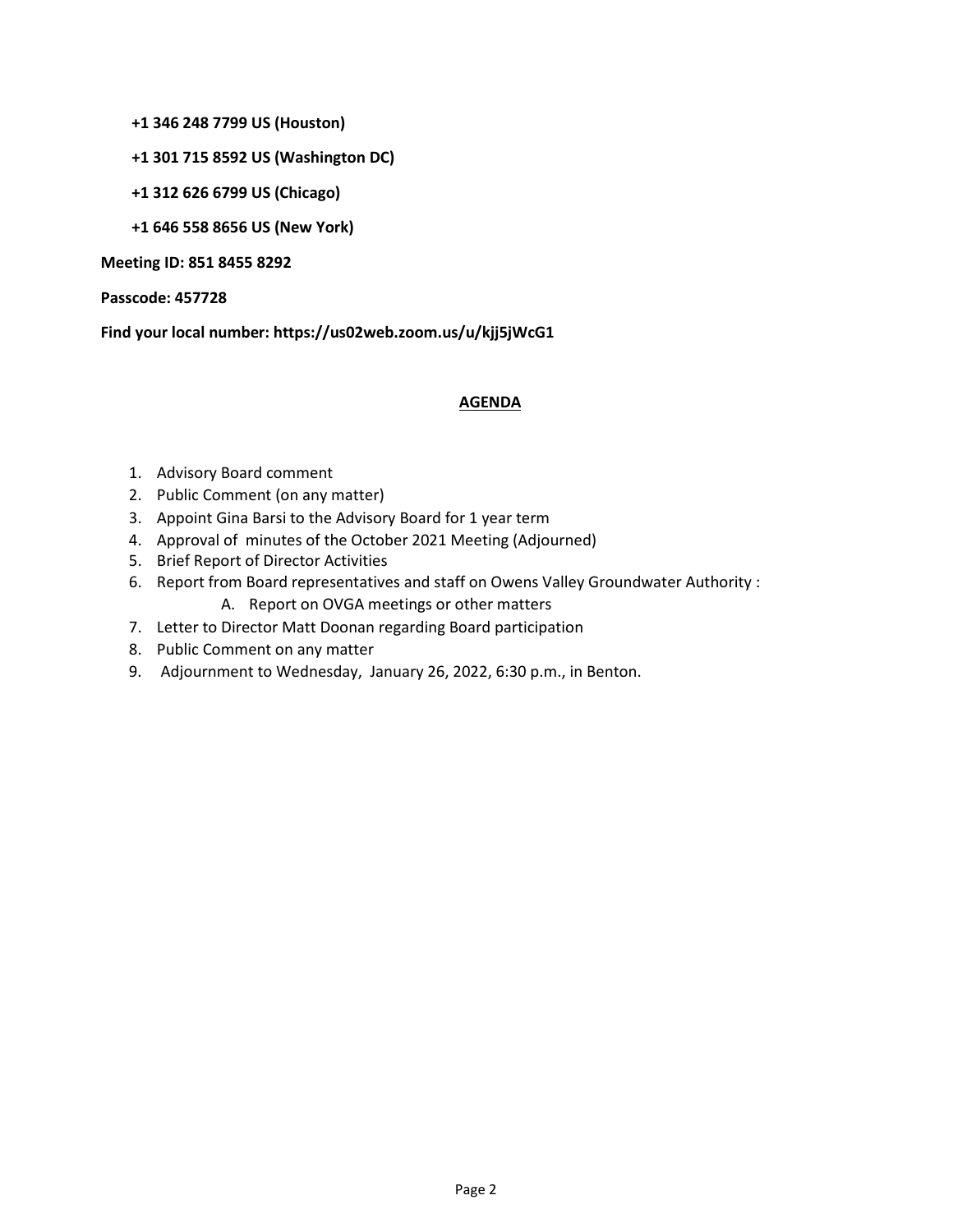**+1 346 248 7799 US (Houston)**

**+1 301 715 8592 US (Washington DC)**

**+1 312 626 6799 US (Chicago)**

**+1 646 558 8656 US (New York)**

**Meeting ID: 851 8455 8292**

**Passcode: 457728**

**Find your local number: https://us02web.zoom.us/u/kjj5jWcG1**

## AGENDA

1. Advisory Board comment
2. Public Comment (on any matter)
3. Appoint Gina Barsi to the Advisory Board for 1 year term
4. Approval of minutes of the October 2021 Meeting (Adjourned)
5. Brief Report of Director Activities
6. Report from Board representatives and staff on Owens Valley Groundwater Authority :
   A. Report on OVGA meetings or other matters
7. Letter to Director Matt Doonan regarding Board participation
8. Public Comment on any matter
9. Adjournment to Wednesday, January 26, 2022, 6:30 p.m., in Benton.